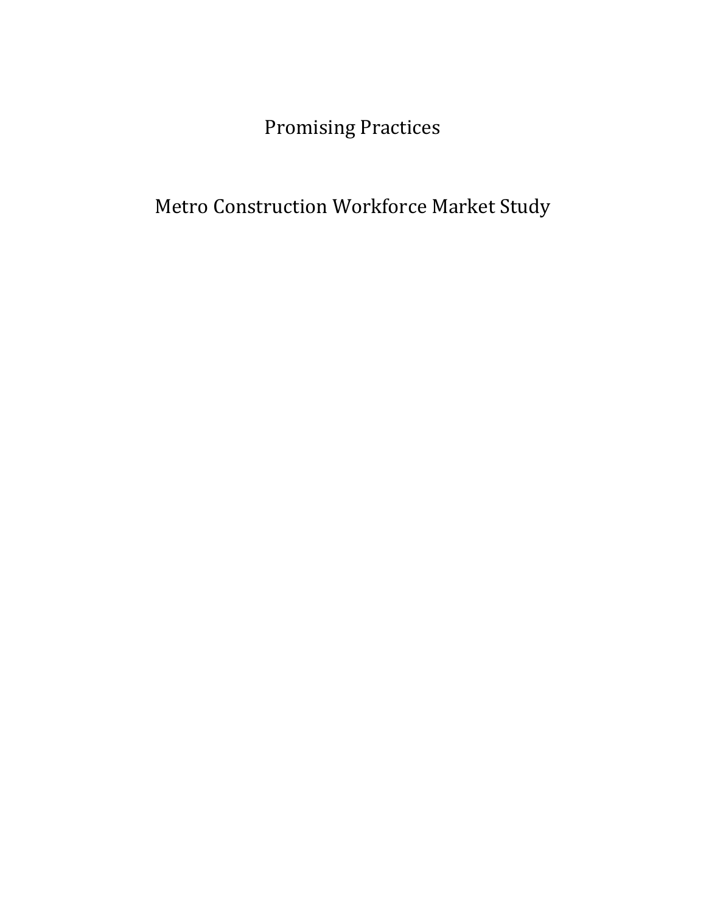# Promising Practices

# Metro Construction Workforce Market Study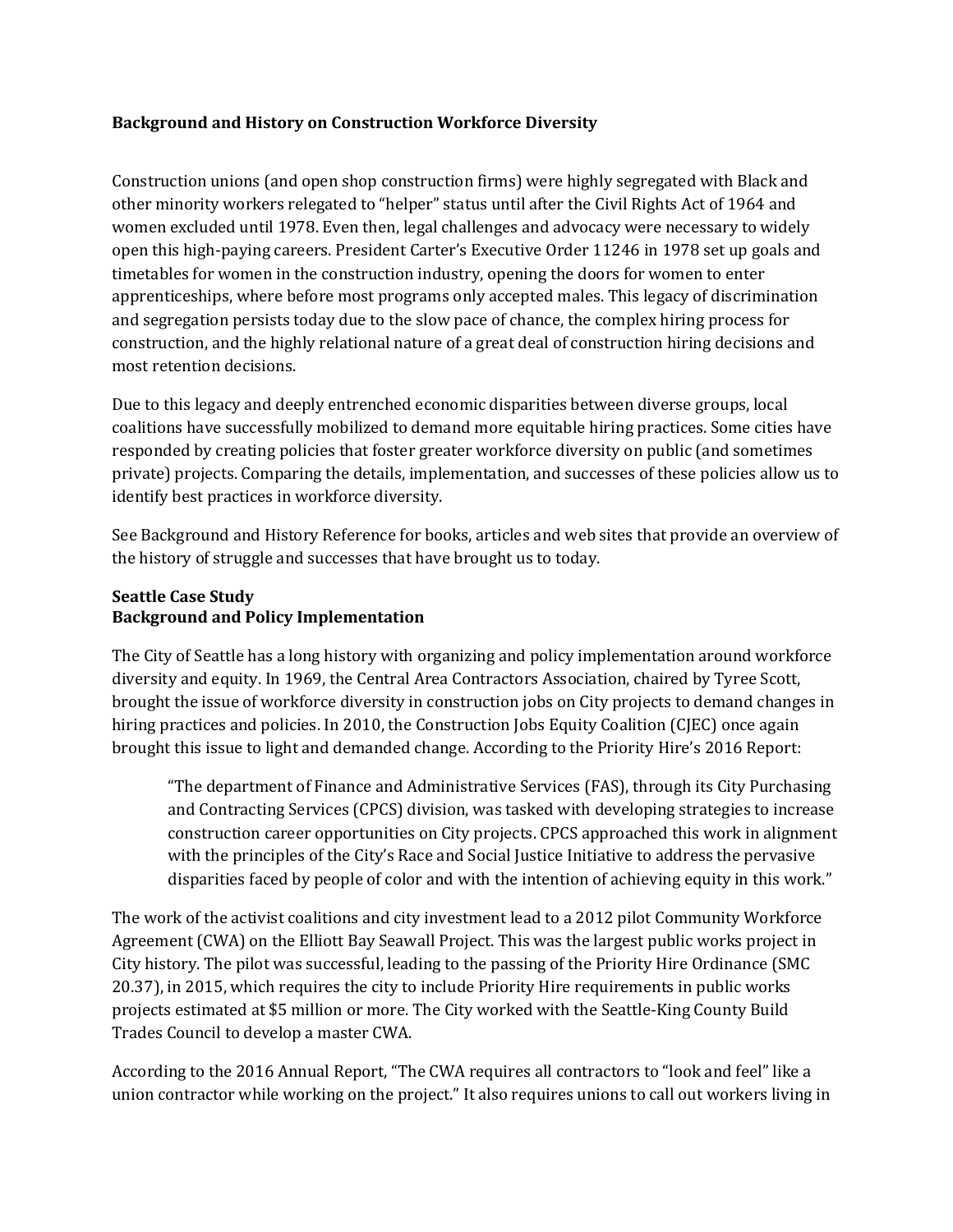**Background and History on Construction Workforce Diversity**

Construction unions (and open shop construction firms) were highly segregated with Black and other minority workers relegated to "helper" status until after the Civil Rights Act of 1964 and women excluded until 1978. Even then, legal challenges and advocacy were necessary to widely open this high-paying careers. President Carter's Executive Order 11246 in 1978 set up goals and timetables for women in the construction industry, opening the doors for women to enter apprenticeships, where before most programs only accepted males. This legacy of discrimination and segregation persists today due to the slow pace of chance, the complex hiring process for construction, and the highly relational nature of a great deal of construction hiring decisions and most retention decisions.

Due to this legacy and deeply entrenched economic disparities between diverse groups, local coalitions have successfully mobilized to demand more equitable hiring practices. Some cities have responded by creating policies that foster greater workforce diversity on public (and sometimes private) projects. Comparing the details, implementation, and successes of these policies allow us to identify best practices in workforce diversity.

See Background and History Reference for books, articles and web sites that provide an overview of the history of struggle and successes that have brought us to today.

**Seattle Case Study**
**Background and Policy Implementation**

The City of Seattle has a long history with organizing and policy implementation around workforce diversity and equity. In 1969, the Central Area Contractors Association, chaired by Tyree Scott, brought the issue of workforce diversity in construction jobs on City projects to demand changes in hiring practices and policies. In 2010, the Construction Jobs Equity Coalition (CJEC) once again brought this issue to light and demanded change. According to the Priority Hire's 2016 Report:

> "The department of Finance and Administrative Services (FAS), through its City Purchasing and Contracting Services (CPCS) division, was tasked with developing strategies to increase construction career opportunities on City projects. CPCS approached this work in alignment with the principles of the City's Race and Social Justice Initiative to address the pervasive disparities faced by people of color and with the intention of achieving equity in this work."

The work of the activist coalitions and city investment lead to a 2012 pilot Community Workforce Agreement (CWA) on the Elliott Bay Seawall Project. This was the largest public works project in City history. The pilot was successful, leading to the passing of the Priority Hire Ordinance (SMC 20.37), in 2015, which requires the city to include Priority Hire requirements in public works projects estimated at $5 million or more. The City worked with the Seattle-King County Build Trades Council to develop a master CWA.

According to the 2016 Annual Report, "The CWA requires all contractors to "look and feel" like a union contractor while working on the project." It also requires unions to call out workers living in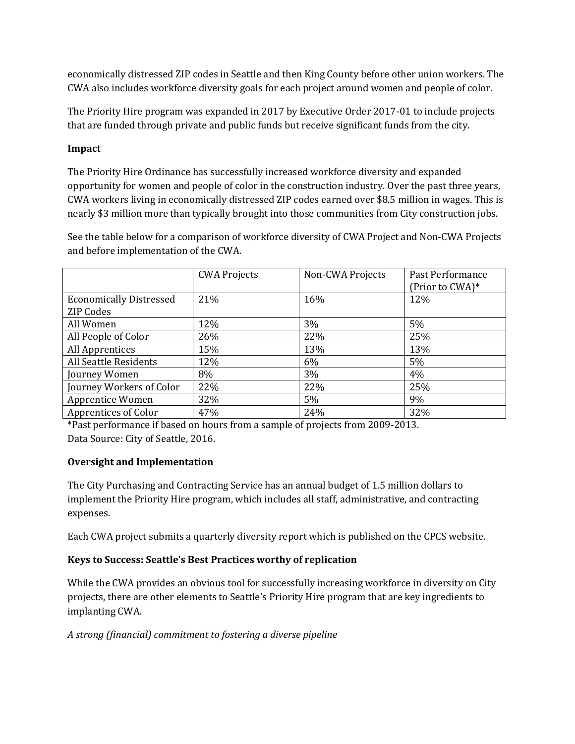economically distressed ZIP codes in Seattle and then King County before other union workers. The CWA also includes workforce diversity goals for each project around women and people of color.

The Priority Hire program was expanded in 2017 by Executive Order 2017-01 to include projects that are funded through private and public funds but receive significant funds from the city.

**Impact**

The Priority Hire Ordinance has successfully increased workforce diversity and expanded opportunity for women and people of color in the construction industry. Over the past three years, CWA workers living in economically distressed ZIP codes earned over $8.5 million in wages. This is nearly $3 million more than typically brought into those communities from City construction jobs.

See the table below for a comparison of workforce diversity of CWA Project and Non-CWA Projects and before implementation of the CWA.

| | CWA Projects | Non-CWA Projects | Past Performance (Prior to CWA)* |
|---|---|---|---|
| Economically Distressed ZIP Codes | 21% | 16% | 12% |
| All Women | 12% | 3% | 5% |
| All People of Color | 26% | 22% | 25% |
| All Apprentices | 15% | 13% | 13% |
| All Seattle Residents | 12% | 6% | 5% |
| Journey Women | 8% | 3% | 4% |
| Journey Workers of Color | 22% | 22% | 25% |
| Apprentice Women | 32% | 5% | 9% |
| Apprentices of Color | 47% | 24% | 32% |

*Past performance if based on hours from a sample of projects from 2009-2013.
Data Source: City of Seattle, 2016.

**Oversight and Implementation**

The City Purchasing and Contracting Service has an annual budget of 1.5 million dollars to implement the Priority Hire program, which includes all staff, administrative, and contracting expenses.

Each CWA project submits a quarterly diversity report which is published on the CPCS website.

**Keys to Success: Seattle's Best Practices worthy of replication**

While the CWA provides an obvious tool for successfully increasing workforce in diversity on City projects, there are other elements to Seattle's Priority Hire program that are key ingredients to implanting CWA.

*A strong (financial) commitment to fostering a diverse pipeline*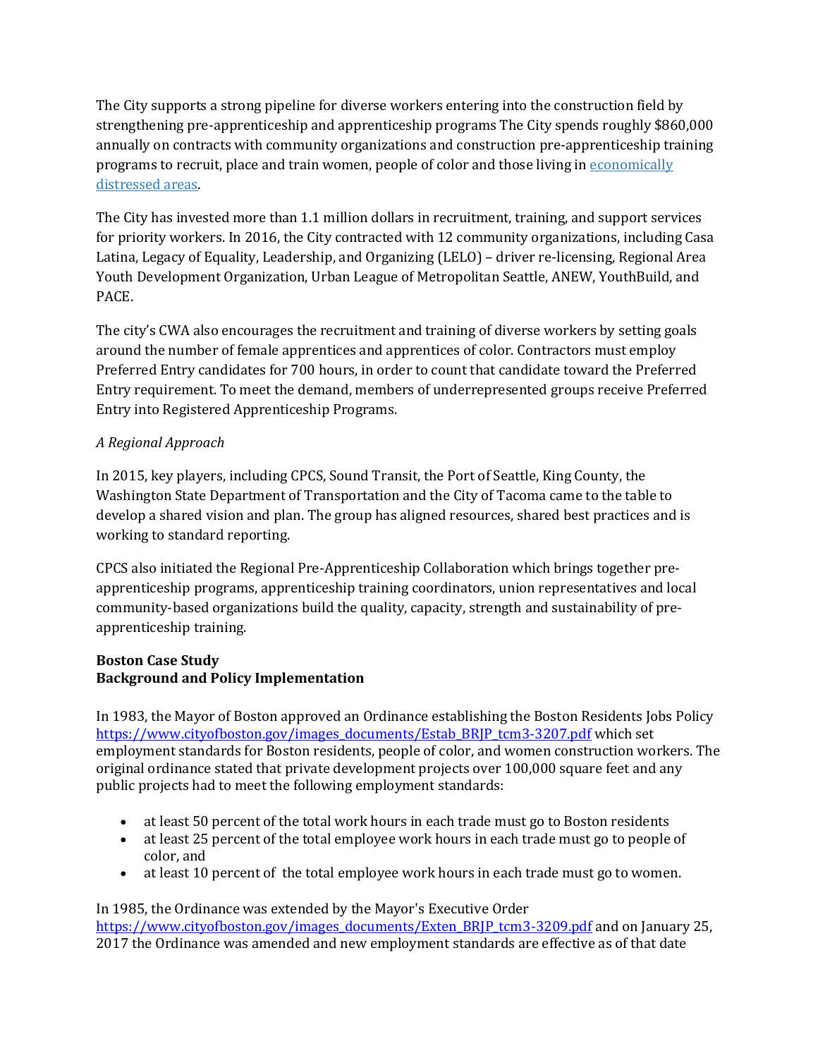The City supports a strong pipeline for diverse workers entering into the construction field by strengthening pre-apprenticeship and apprenticeship programs The City spends roughly $860,000 annually on contracts with community organizations and construction pre-apprenticeship training programs to recruit, place and train women, people of color and those living in economically distressed areas.

The City has invested more than 1.1 million dollars in recruitment, training, and support services for priority workers. In 2016, the City contracted with 12 community organizations, including Casa Latina, Legacy of Equality, Leadership, and Organizing (LELO) – driver re-licensing, Regional Area Youth Development Organization, Urban League of Metropolitan Seattle, ANEW, YouthBuild, and PACE.

The city's CWA also encourages the recruitment and training of diverse workers by setting goals around the number of female apprentices and apprentices of color. Contractors must employ Preferred Entry candidates for 700 hours, in order to count that candidate toward the Preferred Entry requirement. To meet the demand, members of underrepresented groups receive Preferred Entry into Registered Apprenticeship Programs.

*A Regional Approach*

In 2015, key players, including CPCS, Sound Transit, the Port of Seattle, King County, the Washington State Department of Transportation and the City of Tacoma came to the table to develop a shared vision and plan. The group has aligned resources, shared best practices and is working to standard reporting.

CPCS also initiated the Regional Pre-Apprenticeship Collaboration which brings together pre-apprenticeship programs, apprenticeship training coordinators, union representatives and local community-based organizations build the quality, capacity, strength and sustainability of pre-apprenticeship training.

**Boston Case Study**
**Background and Policy Implementation**

In 1983, the Mayor of Boston approved an Ordinance establishing the Boston Residents Jobs Policy https://www.cityofboston.gov/images_documents/Estab_BRJP_tcm3-3207.pdf which set employment standards for Boston residents, people of color, and women construction workers. The original ordinance stated that private development projects over 100,000 square feet and any public projects had to meet the following employment standards:

- at least 50 percent of the total work hours in each trade must go to Boston residents
- at least 25 percent of the total employee work hours in each trade must go to people of color, and
- at least 10 percent of the total employee work hours in each trade must go to women.

In 1985, the Ordinance was extended by the Mayor's Executive Order https://www.cityofboston.gov/images_documents/Exten_BRJP_tcm3-3209.pdf and on January 25, 2017 the Ordinance was amended and new employment standards are effective as of that date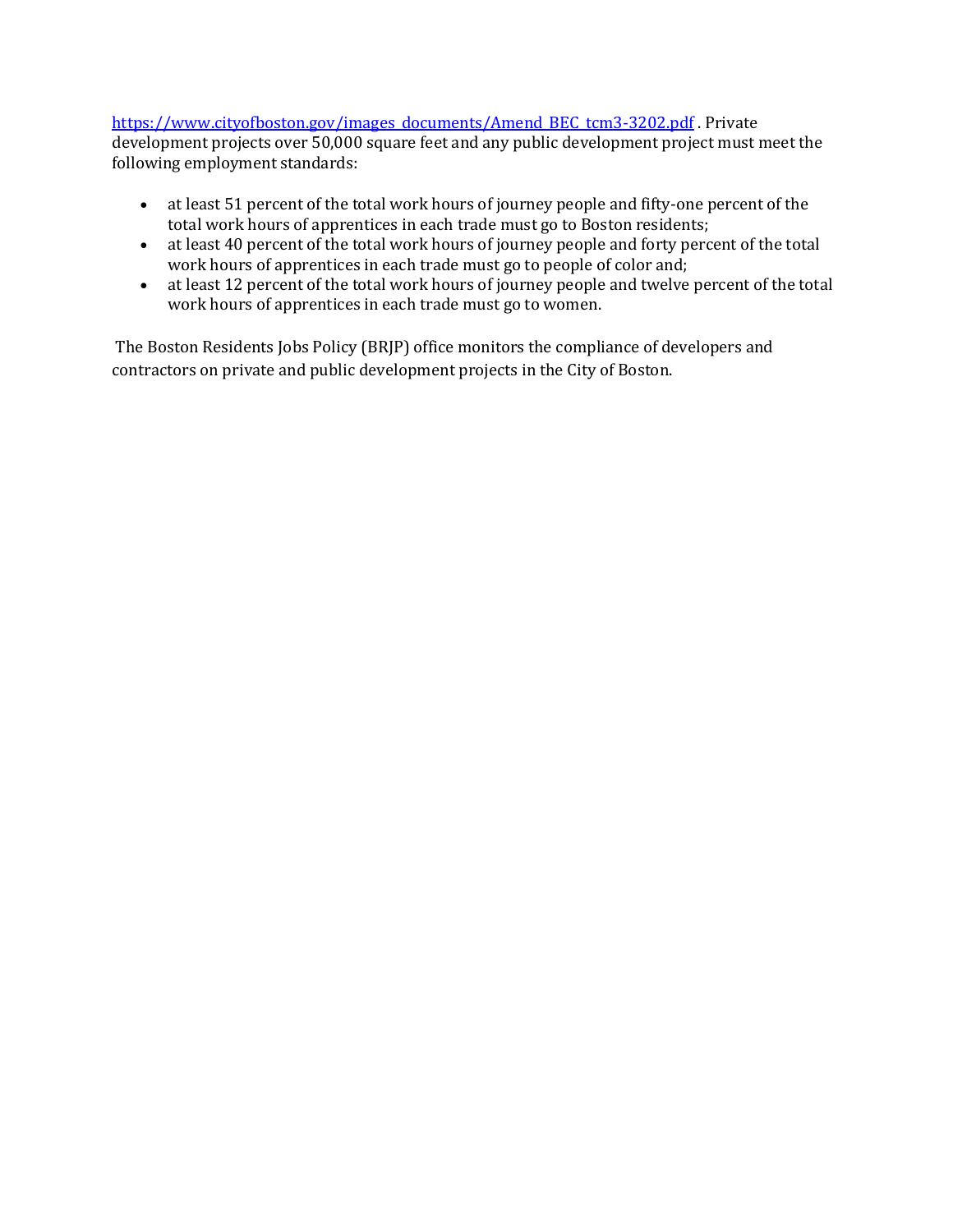https://www.cityofboston.gov/images_documents/Amend_BEC_tcm3-3202.pdf . Private development projects over 50,000 square feet and any public development project must meet the following employment standards:

- at least 51 percent of the total work hours of journey people and fifty-one percent of the total work hours of apprentices in each trade must go to Boston residents;
- at least 40 percent of the total work hours of journey people and forty percent of the total work hours of apprentices in each trade must go to people of color and;
- at least 12 percent of the total work hours of journey people and twelve percent of the total work hours of apprentices in each trade must go to women.

The Boston Residents Jobs Policy (BRJP) office monitors the compliance of developers and contractors on private and public development projects in the City of Boston.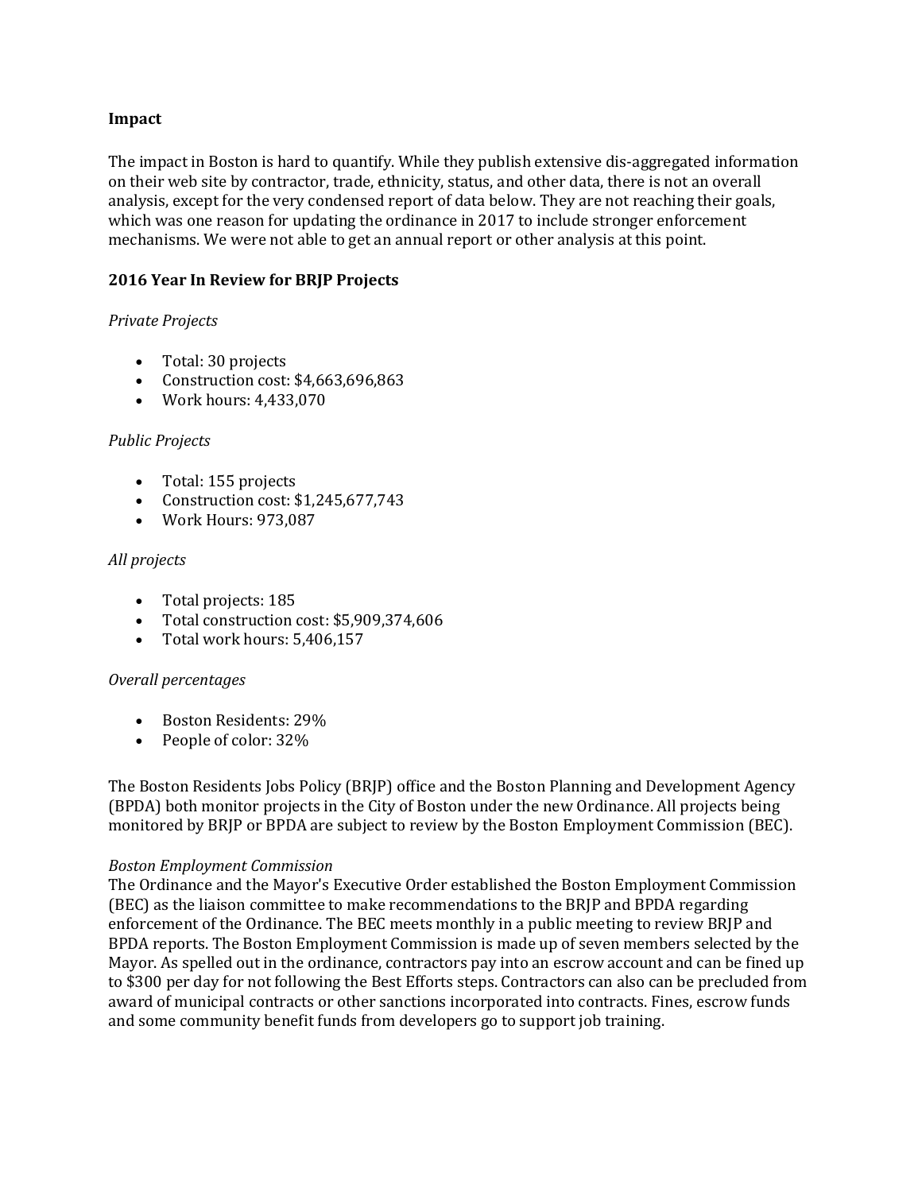**Impact**

The impact in Boston is hard to quantify. While they publish extensive dis-aggregated information on their web site by contractor, trade, ethnicity, status, and other data, there is not an overall analysis, except for the very condensed report of data below. They are not reaching their goals, which was one reason for updating the ordinance in 2017 to include stronger enforcement mechanisms. We were not able to get an annual report or other analysis at this point.

**2016 Year In Review for BRJP Projects**

*Private Projects*

- Total: 30 projects
- Construction cost: $4,663,696,863
- Work hours: 4,433,070

*Public Projects*

- Total: 155 projects
- Construction cost: $1,245,677,743
- Work Hours: 973,087

*All projects*

- Total projects: 185
- Total construction cost: $5,909,374,606
- Total work hours: 5,406,157

*Overall percentages*

- Boston Residents: 29%
- People of color: 32%

The Boston Residents Jobs Policy (BRJP) office and the Boston Planning and Development Agency (BPDA) both monitor projects in the City of Boston under the new Ordinance. All projects being monitored by BRJP or BPDA are subject to review by the Boston Employment Commission (BEC).

*Boston Employment Commission*

The Ordinance and the Mayor's Executive Order established the Boston Employment Commission (BEC) as the liaison committee to make recommendations to the BRJP and BPDA regarding enforcement of the Ordinance. The BEC meets monthly in a public meeting to review BRJP and BPDA reports. The Boston Employment Commission is made up of seven members selected by the Mayor. As spelled out in the ordinance, contractors pay into an escrow account and can be fined up to $300 per day for not following the Best Efforts steps. Contractors can also can be precluded from award of municipal contracts or other sanctions incorporated into contracts. Fines, escrow funds and some community benefit funds from developers go to support job training.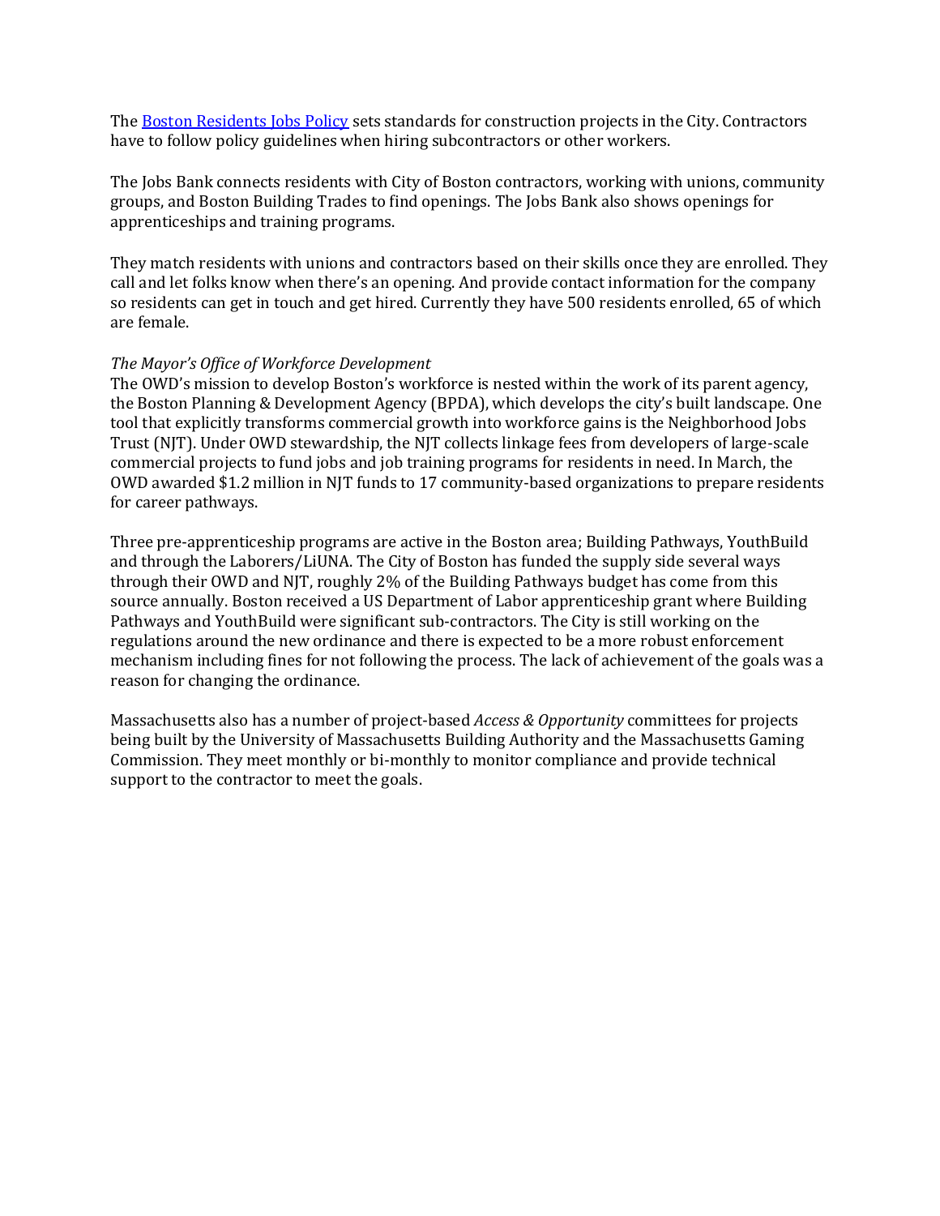The [Boston Residents Jobs Policy](#) sets standards for construction projects in the City. Contractors have to follow policy guidelines when hiring subcontractors or other workers.

The Jobs Bank connects residents with City of Boston contractors, working with unions, community groups, and Boston Building Trades to find openings. The Jobs Bank also shows openings for apprenticeships and training programs.

They match residents with unions and contractors based on their skills once they are enrolled. They call and let folks know when there's an opening. And provide contact information for the company so residents can get in touch and get hired. Currently they have 500 residents enrolled, 65 of which are female.

*The Mayor's Office of Workforce Development*
The OWD's mission to develop Boston's workforce is nested within the work of its parent agency, the Boston Planning & Development Agency (BPDA), which develops the city's built landscape. One tool that explicitly transforms commercial growth into workforce gains is the Neighborhood Jobs Trust (NJT). Under OWD stewardship, the NJT collects linkage fees from developers of large-scale commercial projects to fund jobs and job training programs for residents in need. In March, the OWD awarded $1.2 million in NJT funds to 17 community-based organizations to prepare residents for career pathways.

Three pre-apprenticeship programs are active in the Boston area; Building Pathways, YouthBuild and through the Laborers/LiUNA. The City of Boston has funded the supply side several ways through their OWD and NJT, roughly 2% of the Building Pathways budget has come from this source annually. Boston received a US Department of Labor apprenticeship grant where Building Pathways and YouthBuild were significant sub-contractors. The City is still working on the regulations around the new ordinance and there is expected to be a more robust enforcement mechanism including fines for not following the process. The lack of achievement of the goals was a reason for changing the ordinance.

Massachusetts also has a number of project-based *Access & Opportunity* committees for projects being built by the University of Massachusetts Building Authority and the Massachusetts Gaming Commission. They meet monthly or bi-monthly to monitor compliance and provide technical support to the contractor to meet the goals.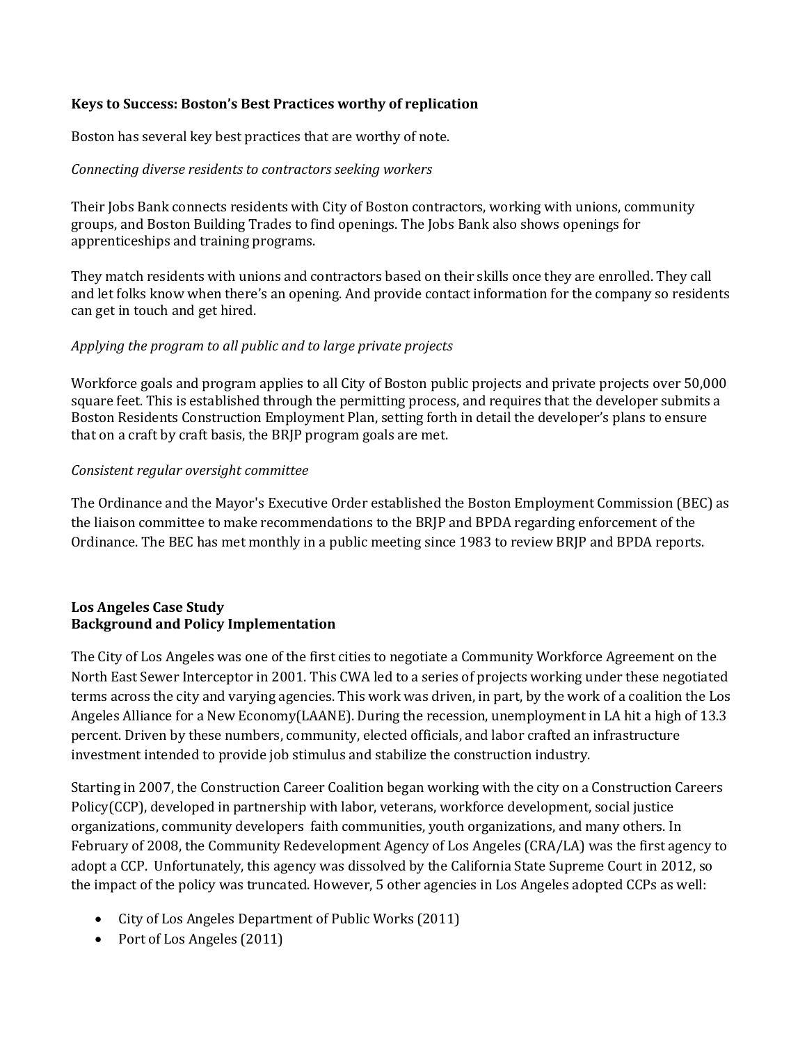**Keys to Success: Boston's Best Practices worthy of replication**

Boston has several key best practices that are worthy of note.

*Connecting diverse residents to contractors seeking workers*

Their Jobs Bank connects residents with City of Boston contractors, working with unions, community groups, and Boston Building Trades to find openings. The Jobs Bank also shows openings for apprenticeships and training programs.

They match residents with unions and contractors based on their skills once they are enrolled. They call and let folks know when there's an opening. And provide contact information for the company so residents can get in touch and get hired.

*Applying the program to all public and to large private projects*

Workforce goals and program applies to all City of Boston public projects and private projects over 50,000 square feet. This is established through the permitting process, and requires that the developer submits a Boston Residents Construction Employment Plan, setting forth in detail the developer's plans to ensure that on a craft by craft basis, the BRJP program goals are met.

*Consistent regular oversight committee*

The Ordinance and the Mayor's Executive Order established the Boston Employment Commission (BEC) as the liaison committee to make recommendations to the BRJP and BPDA regarding enforcement of the Ordinance. The BEC has met monthly in a public meeting since 1983 to review BRJP and BPDA reports.

**Los Angeles Case Study**
**Background and Policy Implementation**

The City of Los Angeles was one of the first cities to negotiate a Community Workforce Agreement on the North East Sewer Interceptor in 2001. This CWA led to a series of projects working under these negotiated terms across the city and varying agencies. This work was driven, in part, by the work of a coalition the Los Angeles Alliance for a New Economy(LAANE). During the recession, unemployment in LA hit a high of 13.3 percent. Driven by these numbers, community, elected officials, and labor crafted an infrastructure investment intended to provide job stimulus and stabilize the construction industry.

Starting in 2007, the Construction Career Coalition began working with the city on a Construction Careers Policy(CCP), developed in partnership with labor, veterans, workforce development, social justice organizations, community developers faith communities, youth organizations, and many others. In February of 2008, the Community Redevelopment Agency of Los Angeles (CRA/LA) was the first agency to adopt a CCP. Unfortunately, this agency was dissolved by the California State Supreme Court in 2012, so the impact of the policy was truncated. However, 5 other agencies in Los Angeles adopted CCPs as well:

- City of Los Angeles Department of Public Works (2011)
- Port of Los Angeles (2011)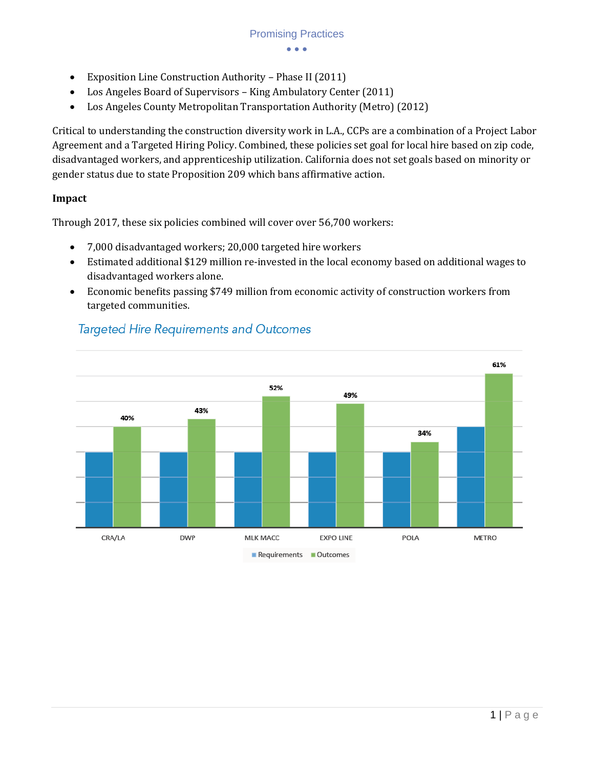- Exposition Line Construction Authority – Phase II (2011)
- Los Angeles Board of Supervisors – King Ambulatory Center (2011)
- Los Angeles County Metropolitan Transportation Authority (Metro) (2012)

Critical to understanding the construction diversity work in L.A., CCPs are a combination of a Project Labor Agreement and a Targeted Hiring Policy. Combined, these policies set goal for local hire based on zip code, disadvantaged workers, and apprenticeship utilization. California does not set goals based on minority or gender status due to state Proposition 209 which bans affirmative action.

**Impact**

Through 2017, these six policies combined will cover over 56,700 workers:

- 7,000 disadvantaged workers; 20,000 targeted hire workers
- Estimated additional $129 million re-invested in the local economy based on additional wages to disadvantaged workers alone.
- Economic benefits passing $749 million from economic activity of construction workers from targeted communities.

*Targeted Hire Requirements and Outcomes*

| | Outcomes |
|---|---|
| CRA/LA | 40% |
| DWP | 43% |
| MLK MACC | 52% |
| EXPO LINE | 49% |
| POLA | 34% |
| METRO | 61% |

Requirements Outcomes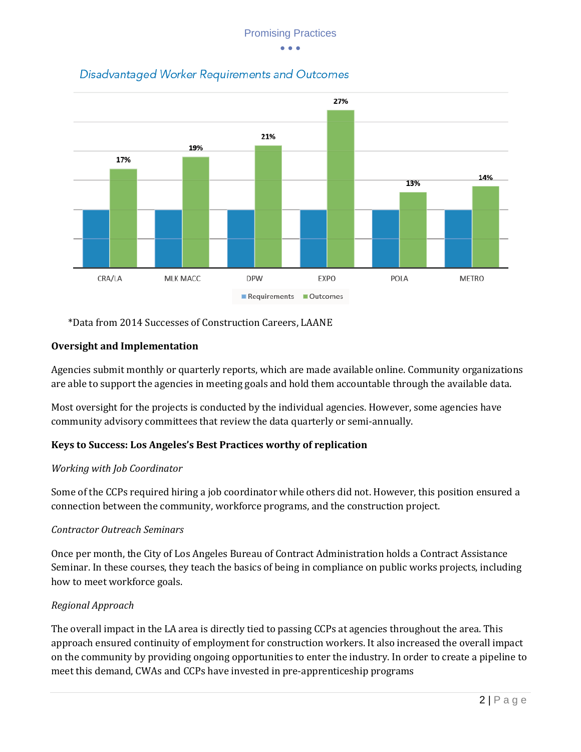## Disadvantaged Worker Requirements and Outcomes

| | Requirements | Outcomes |
|---|---|---|
| CRA/LA | | 17% |
| MLK MACC | | 19% |
| DPW | | 21% |
| EXPO | | 27% |
| POLA | | 13% |
| METRO | | 14% |

*Data from 2014 Successes of Construction Careers, LAANE

**Oversight and Implementation**

Agencies submit monthly or quarterly reports, which are made available online. Community organizations are able to support the agencies in meeting goals and hold them accountable through the available data.

Most oversight for the projects is conducted by the individual agencies. However, some agencies have community advisory committees that review the data quarterly or semi-annually.

**Keys to Success: Los Angeles's Best Practices worthy of replication**

*Working with Job Coordinator*

Some of the CCPs required hiring a job coordinator while others did not. However, this position ensured a connection between the community, workforce programs, and the construction project.

*Contractor Outreach Seminars*

Once per month, the City of Los Angeles Bureau of Contract Administration holds a Contract Assistance Seminar. In these courses, they teach the basics of being in compliance on public works projects, including how to meet workforce goals.

*Regional Approach*

The overall impact in the LA area is directly tied to passing CCPs at agencies throughout the area. This approach ensured continuity of employment for construction workers. It also increased the overall impact on the community by providing ongoing opportunities to enter the industry. In order to create a pipeline to meet this demand, CWAs and CCPs have invested in pre-apprenticeship programs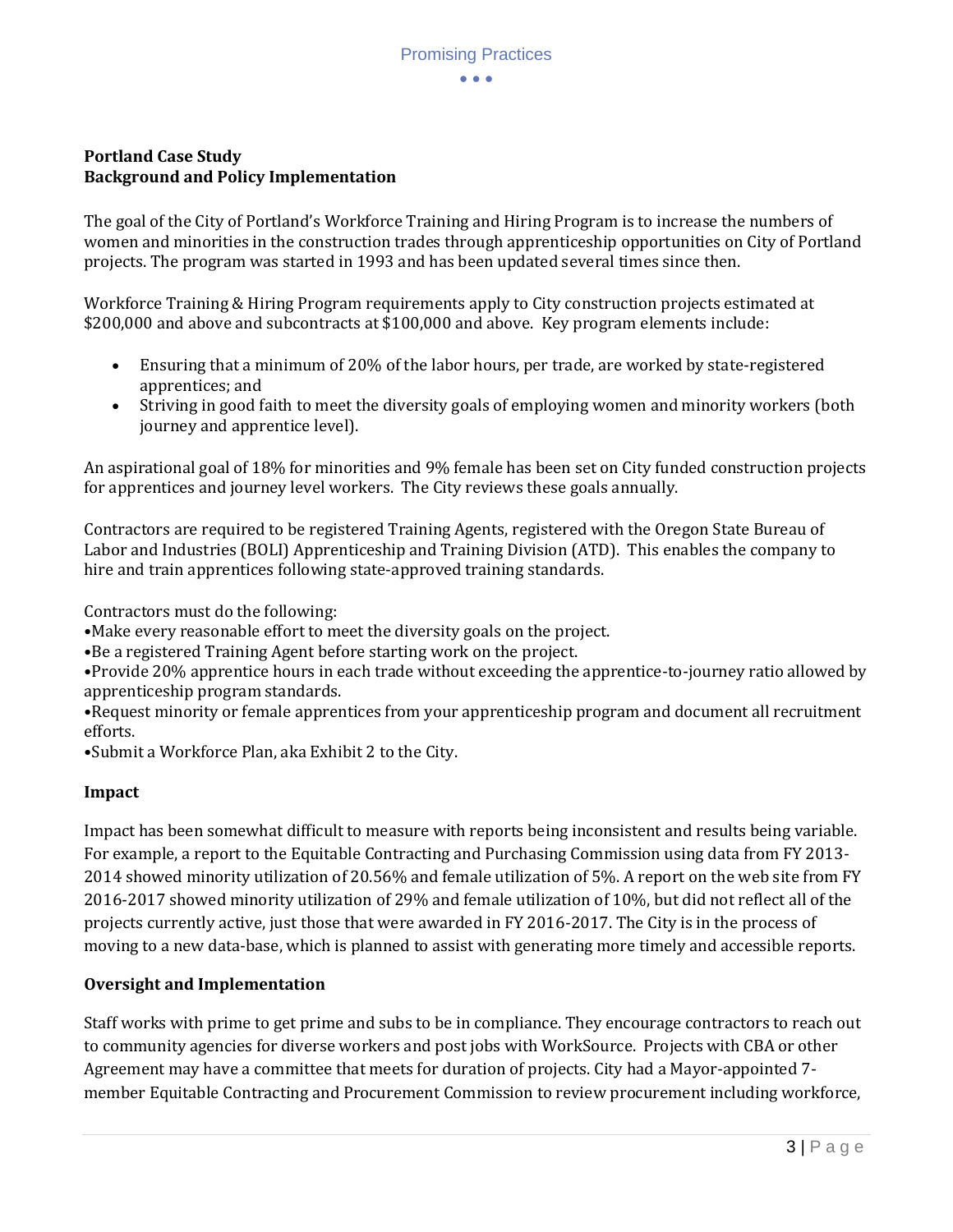**Portland Case Study**
**Background and Policy Implementation**

The goal of the City of Portland's Workforce Training and Hiring Program is to increase the numbers of women and minorities in the construction trades through apprenticeship opportunities on City of Portland projects. The program was started in 1993 and has been updated several times since then.

Workforce Training & Hiring Program requirements apply to City construction projects estimated at $200,000 and above and subcontracts at $100,000 and above. Key program elements include:

- Ensuring that a minimum of 20% of the labor hours, per trade, are worked by state-registered apprentices; and
- Striving in good faith to meet the diversity goals of employing women and minority workers (both journey and apprentice level).

An aspirational goal of 18% for minorities and 9% female has been set on City funded construction projects for apprentices and journey level workers. The City reviews these goals annually.

Contractors are required to be registered Training Agents, registered with the Oregon State Bureau of Labor and Industries (BOLI) Apprenticeship and Training Division (ATD). This enables the company to hire and train apprentices following state-approved training standards.

Contractors must do the following:
•Make every reasonable effort to meet the diversity goals on the project.
•Be a registered Training Agent before starting work on the project.
•Provide 20% apprentice hours in each trade without exceeding the apprentice-to-journey ratio allowed by apprenticeship program standards.
•Request minority or female apprentices from your apprenticeship program and document all recruitment efforts.
•Submit a Workforce Plan, aka Exhibit 2 to the City.

**Impact**

Impact has been somewhat difficult to measure with reports being inconsistent and results being variable. For example, a report to the Equitable Contracting and Purchasing Commission using data from FY 2013-2014 showed minority utilization of 20.56% and female utilization of 5%. A report on the web site from FY 2016-2017 showed minority utilization of 29% and female utilization of 10%, but did not reflect all of the projects currently active, just those that were awarded in FY 2016-2017. The City is in the process of moving to a new data-base, which is planned to assist with generating more timely and accessible reports.

**Oversight and Implementation**

Staff works with prime to get prime and subs to be in compliance. They encourage contractors to reach out to community agencies for diverse workers and post jobs with WorkSource. Projects with CBA or other Agreement may have a committee that meets for duration of projects. City had a Mayor-appointed 7-member Equitable Contracting and Procurement Commission to review procurement including workforce,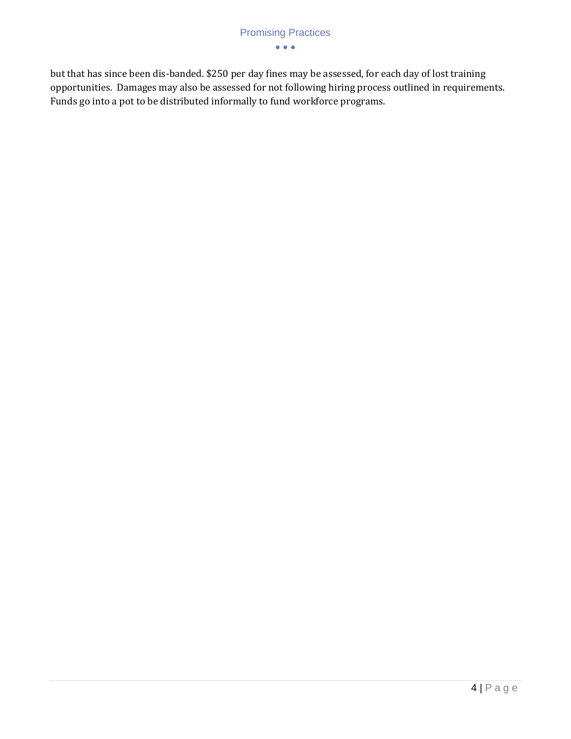but that has since been dis-banded. $250 per day fines may be assessed, for each day of lost training opportunities. Damages may also be assessed for not following hiring process outlined in requirements. Funds go into a pot to be distributed informally to fund workforce programs.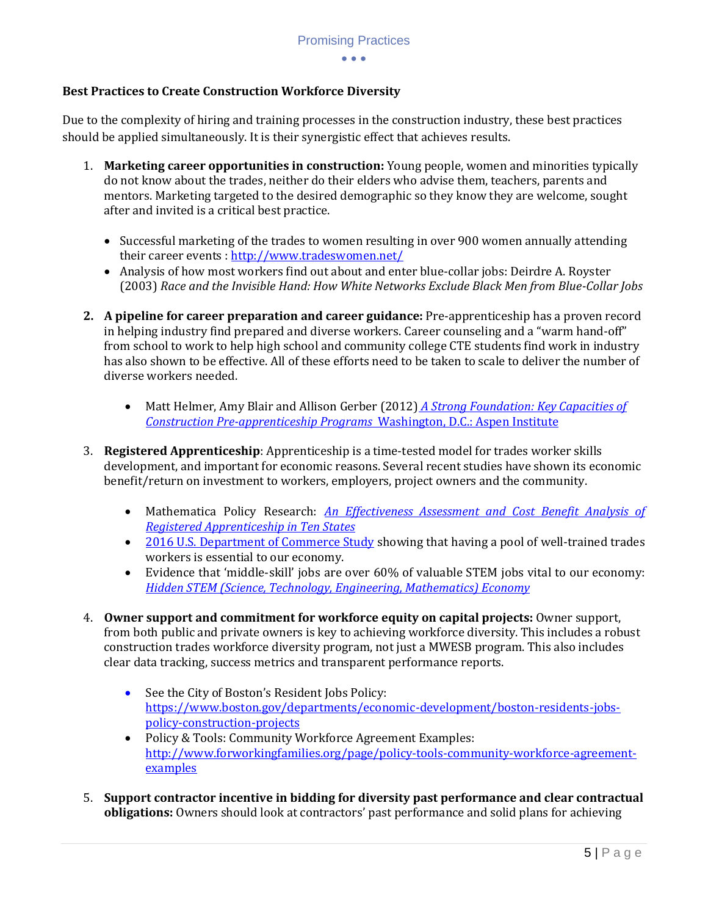## Best Practices to Create Construction Workforce Diversity

Due to the complexity of hiring and training processes in the construction industry, these best practices should be applied simultaneously. It is their synergistic effect that achieves results.

1. **Marketing career opportunities in construction:** Young people, women and minorities typically do not know about the trades, neither do their elders who advise them, teachers, parents and mentors. Marketing targeted to the desired demographic so they know they are welcome, sought after and invited is a critical best practice.

   - Successful marketing of the trades to women resulting in over 900 women annually attending their career events : http://www.tradeswomen.net/
   - Analysis of how most workers find out about and enter blue-collar jobs: Deirdre A. Royster (2003) *Race and the Invisible Hand: How White Networks Exclude Black Men from Blue-Collar Jobs*

2. **A pipeline for career preparation and career guidance:** Pre-apprenticeship has a proven record in helping industry find prepared and diverse workers. Career counseling and a "warm hand-off" from school to work to help high school and community college CTE students find work in industry has also shown to be effective. All of these efforts need to be taken to scale to deliver the number of diverse workers needed.

   - Matt Helmer, Amy Blair and Allison Gerber (2012) *A Strong Foundation: Key Capacities of Construction Pre-apprenticeship Programs* Washington, D.C.: Aspen Institute

3. **Registered Apprenticeship**: Apprenticeship is a time-tested model for trades worker skills development, and important for economic reasons. Several recent studies have shown its economic benefit/return on investment to workers, employers, project owners and the community.

   - Mathematica Policy Research: *An Effectiveness Assessment and Cost Benefit Analysis of Registered Apprenticeship in Ten States*
   - 2016 U.S. Department of Commerce Study showing that having a pool of well-trained trades workers is essential to our economy.
   - Evidence that 'middle-skill' jobs are over 60% of valuable STEM jobs vital to our economy: *Hidden STEM (Science, Technology, Engineering, Mathematics) Economy*

4. **Owner support and commitment for workforce equity on capital projects:** Owner support, from both public and private owners is key to achieving workforce diversity. This includes a robust construction trades workforce diversity program, not just a MWESB program. This also includes clear data tracking, success metrics and transparent performance reports.

   - See the City of Boston's Resident Jobs Policy: https://www.boston.gov/departments/economic-development/boston-residents-jobs-policy-construction-projects
   - Policy & Tools: Community Workforce Agreement Examples: http://www.forworkingfamilies.org/page/policy-tools-community-workforce-agreement-examples

5. **Support contractor incentive in bidding for diversity past performance and clear contractual obligations:** Owners should look at contractors' past performance and solid plans for achieving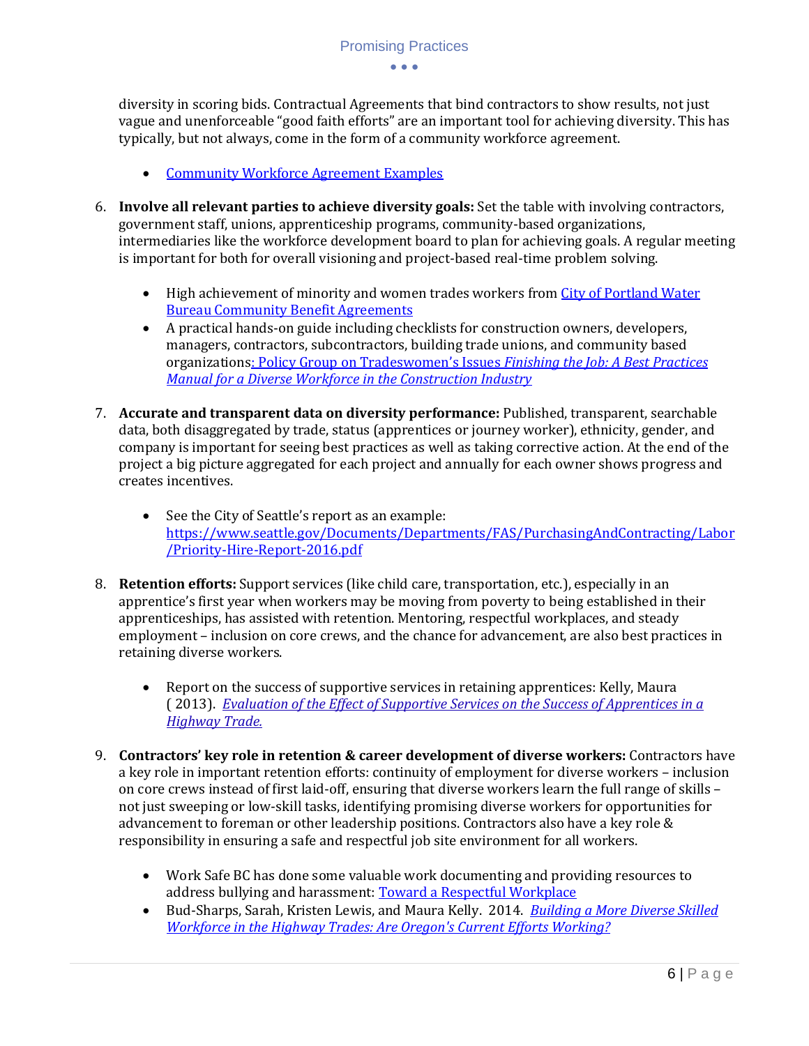diversity in scoring bids. Contractual Agreements that bind contractors to show results, not just vague and unenforceable "good faith efforts" are an important tool for achieving diversity. This has typically, but not always, come in the form of a community workforce agreement.

- Community Workforce Agreement Examples

6. **Involve all relevant parties to achieve diversity goals:** Set the table with involving contractors, government staff, unions, apprenticeship programs, community-based organizations, intermediaries like the workforce development board to plan for achieving goals. A regular meeting is important for both for overall visioning and project-based real-time problem solving.

    - High achievement of minority and women trades workers from City of Portland Water Bureau Community Benefit Agreements
    - A practical hands-on guide including checklists for construction owners, developers, managers, contractors, subcontractors, building trade unions, and community based organizations: Policy Group on Tradeswomen's Issues *Finishing the Job: A Best Practices Manual for a Diverse Workforce in the Construction Industry*

7. **Accurate and transparent data on diversity performance:** Published, transparent, searchable data, both disaggregated by trade, status (apprentices or journey worker), ethnicity, gender, and company is important for seeing best practices as well as taking corrective action. At the end of the project a big picture aggregated for each project and annually for each owner shows progress and creates incentives.

    - See the City of Seattle's report as an example: https://www.seattle.gov/Documents/Departments/FAS/PurchasingAndContracting/Labor/Priority-Hire-Report-2016.pdf

8. **Retention efforts:** Support services (like child care, transportation, etc.), especially in an apprentice's first year when workers may be moving from poverty to being established in their apprenticeships, has assisted with retention. Mentoring, respectful workplaces, and steady employment – inclusion on core crews, and the chance for advancement, are also best practices in retaining diverse workers.

    - Report on the success of supportive services in retaining apprentices: Kelly, Maura ( 2013). *Evaluation of the Effect of Supportive Services on the Success of Apprentices in a Highway Trade.*

9. **Contractors' key role in retention & career development of diverse workers:** Contractors have a key role in important retention efforts: continuity of employment for diverse workers – inclusion on core crews instead of first laid-off, ensuring that diverse workers learn the full range of skills – not just sweeping or low-skill tasks, identifying promising diverse workers for opportunities for advancement to foreman or other leadership positions. Contractors also have a key role & responsibility in ensuring a safe and respectful job site environment for all workers.

    - Work Safe BC has done some valuable work documenting and providing resources to address bullying and harassment: Toward a Respectful Workplace
    - Bud-Sharps, Sarah, Kristen Lewis, and Maura Kelly. 2014. *Building a More Diverse Skilled Workforce in the Highway Trades: Are Oregon's Current Efforts Working?*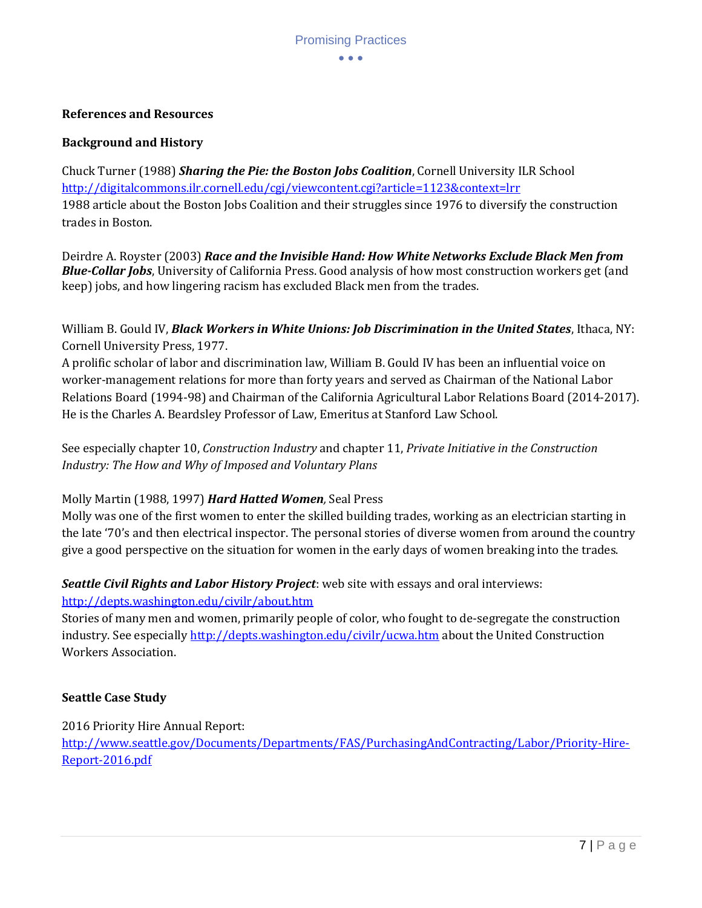## References and Resources

### Background and History

Chuck Turner (1988) ***Sharing the Pie: the Boston Jobs Coalition***, Cornell University ILR School
http://digitalcommons.ilr.cornell.edu/cgi/viewcontent.cgi?article=1123&context=lrr
1988 article about the Boston Jobs Coalition and their struggles since 1976 to diversify the construction trades in Boston.

Deirdre A. Royster (2003) ***Race and the Invisible Hand: How White Networks Exclude Black Men from Blue-Collar Jobs***, University of California Press. Good analysis of how most construction workers get (and keep) jobs, and how lingering racism has excluded Black men from the trades.

William B. Gould IV, ***Black Workers in White Unions: Job Discrimination in the United States***, Ithaca, NY: Cornell University Press, 1977.
A prolific scholar of labor and discrimination law, William B. Gould IV has been an influential voice on worker-management relations for more than forty years and served as Chairman of the National Labor Relations Board (1994-98) and Chairman of the California Agricultural Labor Relations Board (2014-2017). He is the Charles A. Beardsley Professor of Law, Emeritus at Stanford Law School.

See especially chapter 10, *Construction Industry* and chapter 11, *Private Initiative in the Construction Industry: The How and Why of Imposed and Voluntary Plans*

Molly Martin (1988, 1997) ***Hard Hatted Women***, Seal Press
Molly was one of the first women to enter the skilled building trades, working as an electrician starting in the late '70's and then electrical inspector. The personal stories of diverse women from around the country give a good perspective on the situation for women in the early days of women breaking into the trades.

***Seattle Civil Rights and Labor History Project***: web site with essays and oral interviews:
http://depts.washington.edu/civilr/about.htm
Stories of many men and women, primarily people of color, who fought to de-segregate the construction industry. See especially http://depts.washington.edu/civilr/ucwa.htm about the United Construction Workers Association.

### Seattle Case Study

2016 Priority Hire Annual Report:
http://www.seattle.gov/Documents/Departments/FAS/PurchasingAndContracting/Labor/Priority-Hire-Report-2016.pdf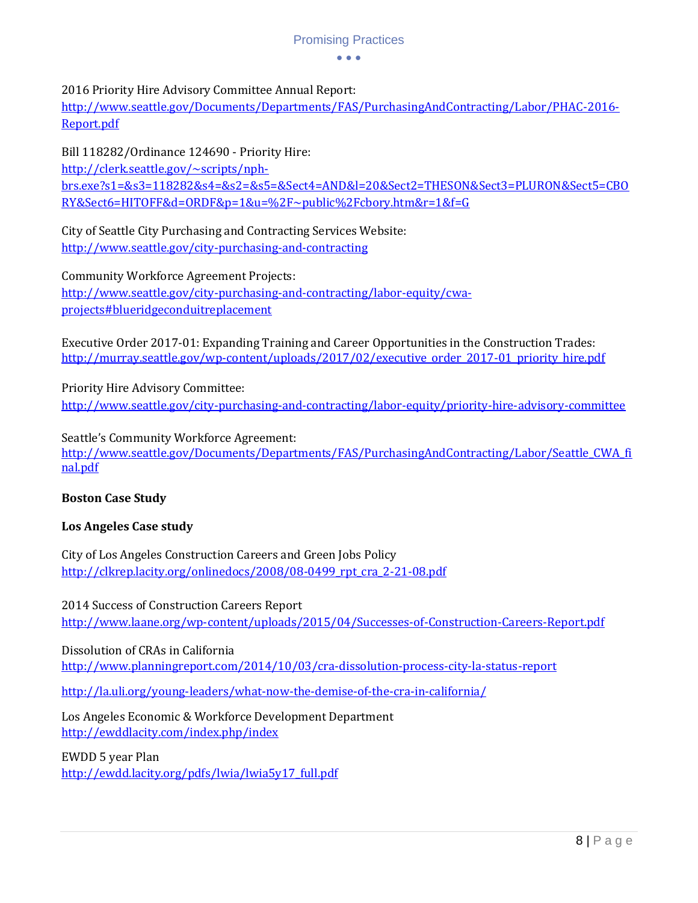2016 Priority Hire Advisory Committee Annual Report:
http://www.seattle.gov/Documents/Departments/FAS/PurchasingAndContracting/Labor/PHAC-2016-Report.pdf

Bill 118282/Ordinance 124690 - Priority Hire:
http://clerk.seattle.gov/~scripts/nph-brs.exe?s1=&s3=118282&s4=&s2=&s5=&Sect4=AND&l=20&Sect2=THESON&Sect3=PLURON&Sect5=CBORY&Sect6=HITOFF&d=ORDF&p=1&u=%2F~public%2Fcbory.htm&r=1&f=G

City of Seattle City Purchasing and Contracting Services Website:
http://www.seattle.gov/city-purchasing-and-contracting

Community Workforce Agreement Projects:
http://www.seattle.gov/city-purchasing-and-contracting/labor-equity/cwa-projects#blueridgeconduitreplacement

Executive Order 2017-01: Expanding Training and Career Opportunities in the Construction Trades:
http://murray.seattle.gov/wp-content/uploads/2017/02/executive_order_2017-01_priority_hire.pdf

Priority Hire Advisory Committee:
http://www.seattle.gov/city-purchasing-and-contracting/labor-equity/priority-hire-advisory-committee

Seattle's Community Workforce Agreement:
http://www.seattle.gov/Documents/Departments/FAS/PurchasingAndContracting/Labor/Seattle_CWA_final.pdf

**Boston Case Study**

**Los Angeles Case study**

City of Los Angeles Construction Careers and Green Jobs Policy
http://clkrep.lacity.org/onlinedocs/2008/08-0499_rpt_cra_2-21-08.pdf

2014 Success of Construction Careers Report
http://www.laane.org/wp-content/uploads/2015/04/Successes-of-Construction-Careers-Report.pdf

Dissolution of CRAs in California
http://www.planningreport.com/2014/10/03/cra-dissolution-process-city-la-status-report

http://la.uli.org/young-leaders/what-now-the-demise-of-the-cra-in-california/

Los Angeles Economic & Workforce Development Department
http://ewddlacity.com/index.php/index

EWDD 5 year Plan
http://ewdd.lacity.org/pdfs/lwia/lwia5y17_full.pdf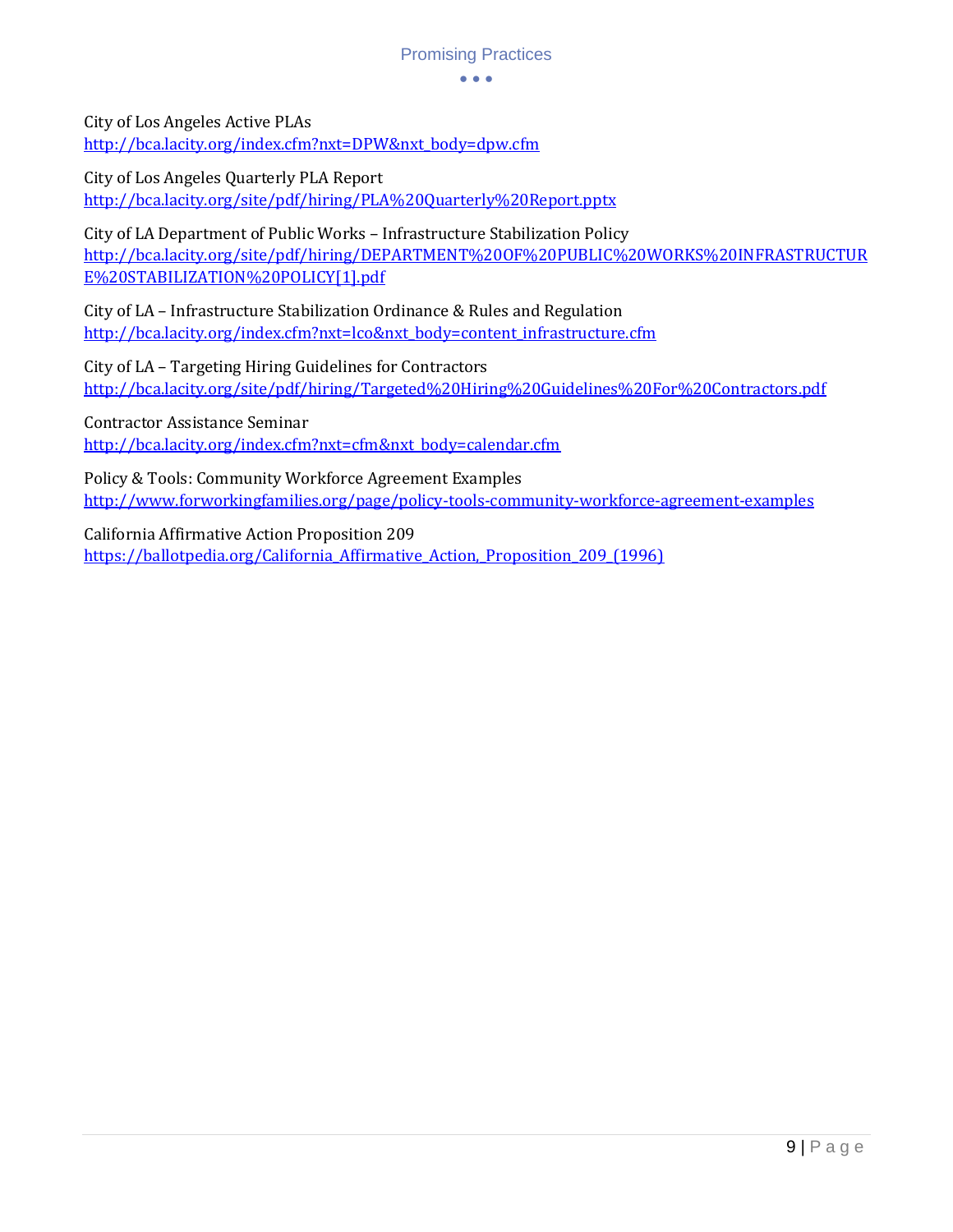City of Los Angeles Active PLAs
http://bca.lacity.org/index.cfm?nxt=DPW&nxt_body=dpw.cfm

City of Los Angeles Quarterly PLA Report
http://bca.lacity.org/site/pdf/hiring/PLA%20Quarterly%20Report.pptx

City of LA Department of Public Works – Infrastructure Stabilization Policy
http://bca.lacity.org/site/pdf/hiring/DEPARTMENT%20OF%20PUBLIC%20WORKS%20INFRASTRUCTURE%20STABILIZATION%20POLICY[1].pdf

City of LA – Infrastructure Stabilization Ordinance & Rules and Regulation
http://bca.lacity.org/index.cfm?nxt=lco&nxt_body=content_infrastructure.cfm

City of LA – Targeting Hiring Guidelines for Contractors
http://bca.lacity.org/site/pdf/hiring/Targeted%20Hiring%20Guidelines%20For%20Contractors.pdf

Contractor Assistance Seminar
http://bca.lacity.org/index.cfm?nxt=cfm&nxt_body=calendar.cfm

Policy & Tools: Community Workforce Agreement Examples
http://www.forworkingfamilies.org/page/policy-tools-community-workforce-agreement-examples

California Affirmative Action Proposition 209
https://ballotpedia.org/California_Affirmative_Action,_Proposition_209_(1996)